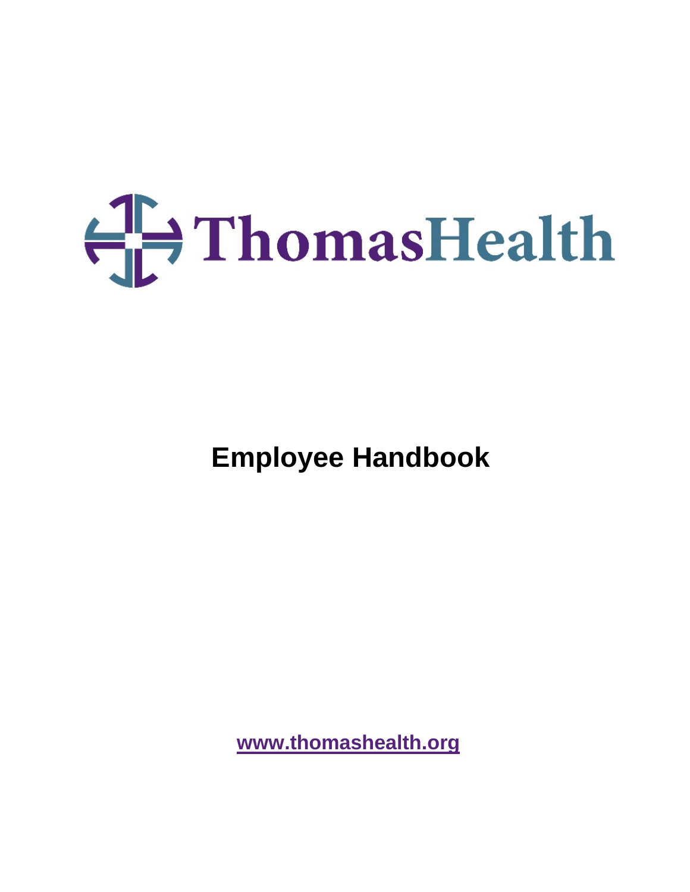ThomasHealth

# Employee Handbook

[www.thomashealth.org](http://www.thomashealth.org)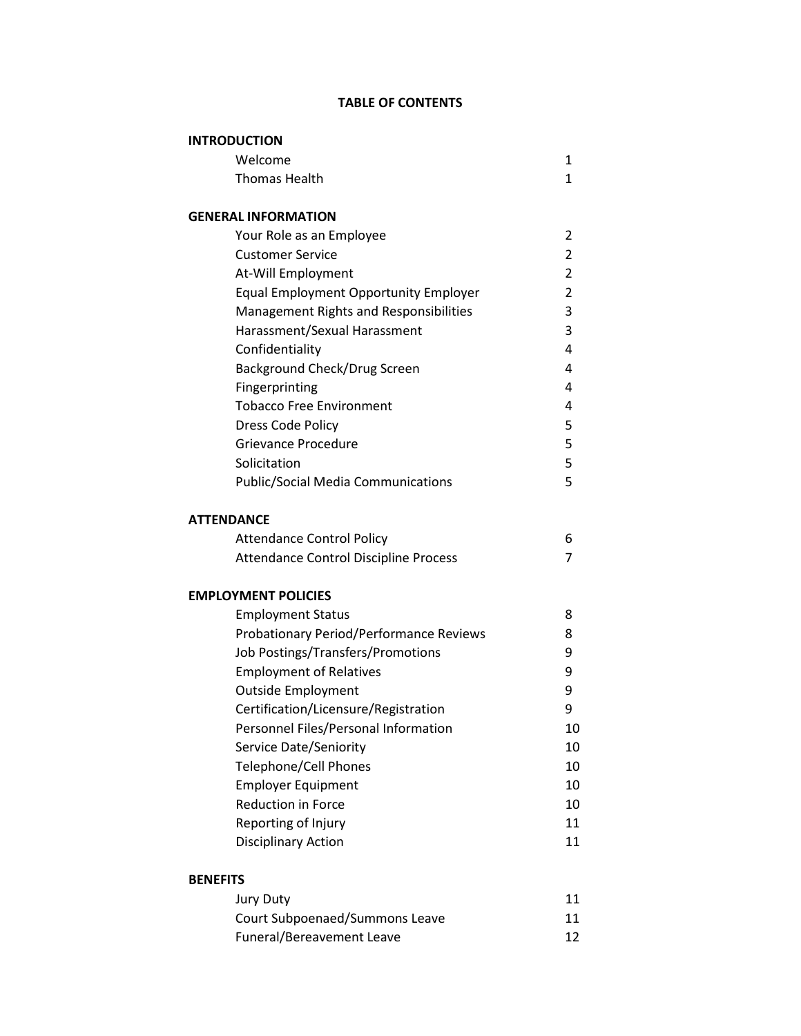# TABLE OF CONTENTS

| | |
|---|---|
| **INTRODUCTION** | |
| Welcome | 1 |
| Thomas Health | 1 |
| **GENERAL INFORMATION** | |
| Your Role as an Employee | 2 |
| Customer Service | 2 |
| At-Will Employment | 2 |
| Equal Employment Opportunity Employer | 2 |
| Management Rights and Responsibilities | 3 |
| Harassment/Sexual Harassment | 3 |
| Confidentiality | 4 |
| Background Check/Drug Screen | 4 |
| Fingerprinting | 4 |
| Tobacco Free Environment | 4 |
| Dress Code Policy | 5 |
| Grievance Procedure | 5 |
| Solicitation | 5 |
| Public/Social Media Communications | 5 |
| **ATTENDANCE** | |
| Attendance Control Policy | 6 |
| Attendance Control Discipline Process | 7 |
| **EMPLOYMENT POLICIES** | |
| Employment Status | 8 |
| Probationary Period/Performance Reviews | 8 |
| Job Postings/Transfers/Promotions | 9 |
| Employment of Relatives | 9 |
| Outside Employment | 9 |
| Certification/Licensure/Registration | 9 |
| Personnel Files/Personal Information | 10 |
| Service Date/Seniority | 10 |
| Telephone/Cell Phones | 10 |
| Employer Equipment | 10 |
| Reduction in Force | 10 |
| Reporting of Injury | 11 |
| Disciplinary Action | 11 |
| **BENEFITS** | |
| Jury Duty | 11 |
| Court Subpoenaed/Summons Leave | 11 |
| Funeral/Bereavement Leave | 12 |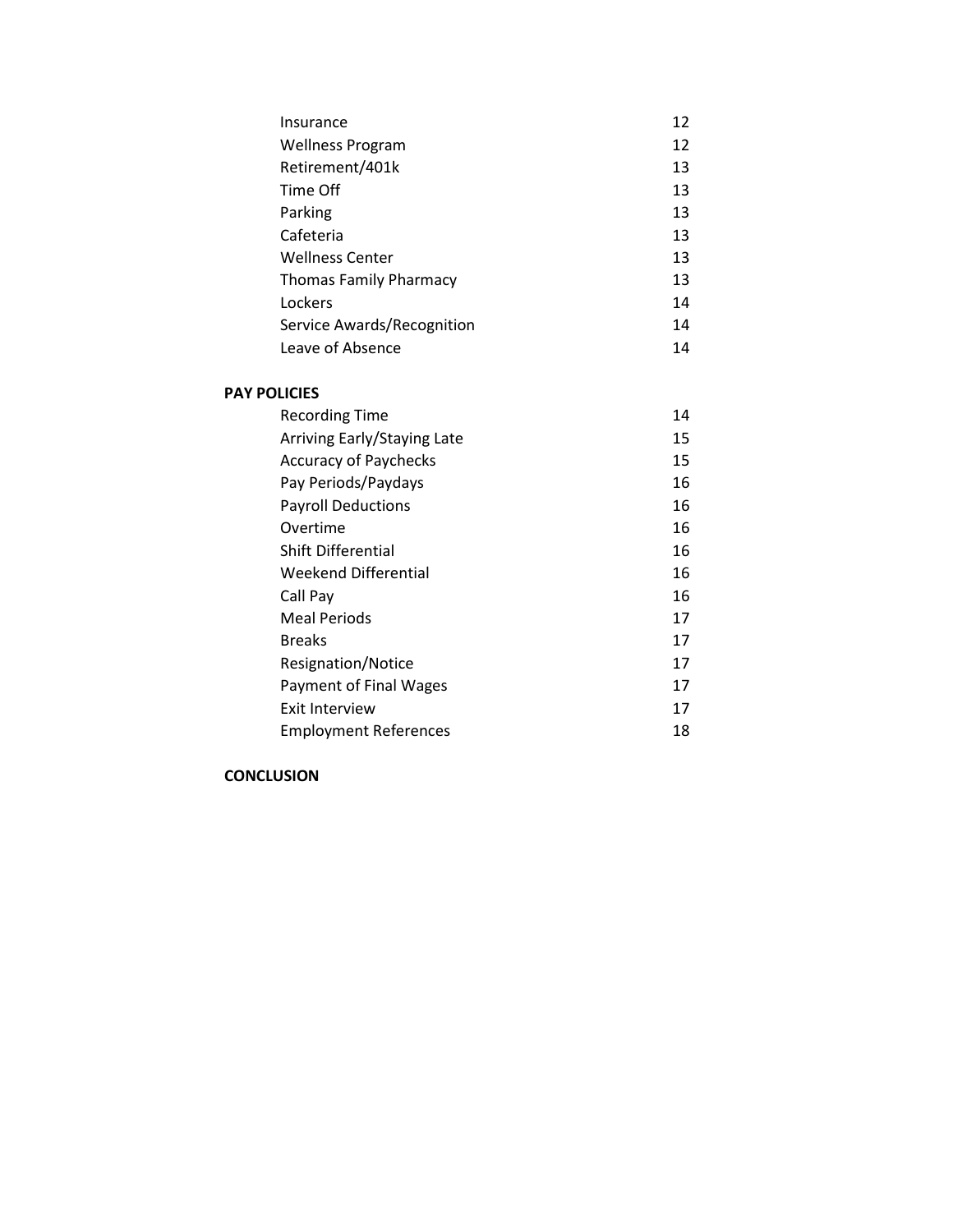| | |
|---|---|
| Insurance | 12 |
| Wellness Program | 12 |
| Retirement/401k | 13 |
| Time Off | 13 |
| Parking | 13 |
| Cafeteria | 13 |
| Wellness Center | 13 |
| Thomas Family Pharmacy | 13 |
| Lockers | 14 |
| Service Awards/Recognition | 14 |
| Leave of Absence | 14 |

**PAY POLICIES**

| | |
|---|---|
| Recording Time | 14 |
| Arriving Early/Staying Late | 15 |
| Accuracy of Paychecks | 15 |
| Pay Periods/Paydays | 16 |
| Payroll Deductions | 16 |
| Overtime | 16 |
| Shift Differential | 16 |
| Weekend Differential | 16 |
| Call Pay | 16 |
| Meal Periods | 17 |
| Breaks | 17 |
| Resignation/Notice | 17 |
| Payment of Final Wages | 17 |
| Exit Interview | 17 |
| Employment References | 18 |

**CONCLUSION**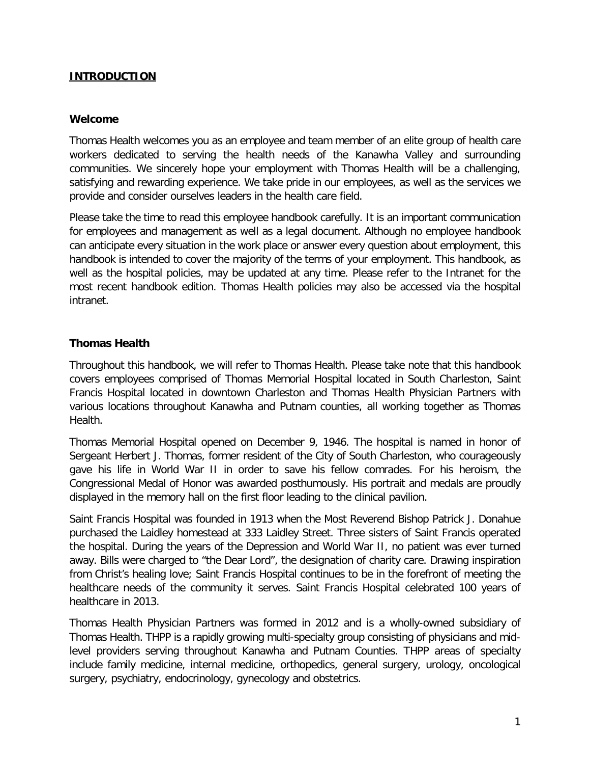## **INTRODUCTION**

### **Welcome**

Thomas Health welcomes you as an employee and team member of an elite group of health care workers dedicated to serving the health needs of the Kanawha Valley and surrounding communities. We sincerely hope your employment with Thomas Health will be a challenging, satisfying and rewarding experience. We take pride in our employees, as well as the services we provide and consider ourselves leaders in the health care field.

Please take the time to read this employee handbook carefully. It is an important communication for employees and management as well as a legal document. Although no employee handbook can anticipate every situation in the work place or answer every question about employment, this handbook is intended to cover the majority of the terms of your employment. This handbook, as well as the hospital policies, may be updated at any time. Please refer to the Intranet for the most recent handbook edition. Thomas Health policies may also be accessed via the hospital intranet.

### **Thomas Health**

Throughout this handbook, we will refer to Thomas Health. Please take note that this handbook covers employees comprised of Thomas Memorial Hospital located in South Charleston, Saint Francis Hospital located in downtown Charleston and Thomas Health Physician Partners with various locations throughout Kanawha and Putnam counties, all working together as Thomas Health.

Thomas Memorial Hospital opened on December 9, 1946. The hospital is named in honor of Sergeant Herbert J. Thomas, former resident of the City of South Charleston, who courageously gave his life in World War II in order to save his fellow comrades. For his heroism, the Congressional Medal of Honor was awarded posthumously. His portrait and medals are proudly displayed in the memory hall on the first floor leading to the clinical pavilion.

Saint Francis Hospital was founded in 1913 when the Most Reverend Bishop Patrick J. Donahue purchased the Laidley homestead at 333 Laidley Street. Three sisters of Saint Francis operated the hospital. During the years of the Depression and World War II, no patient was ever turned away. Bills were charged to "the Dear Lord", the designation of charity care. Drawing inspiration from Christ's healing love; Saint Francis Hospital continues to be in the forefront of meeting the healthcare needs of the community it serves. Saint Francis Hospital celebrated 100 years of healthcare in 2013.

Thomas Health Physician Partners was formed in 2012 and is a wholly-owned subsidiary of Thomas Health. THPP is a rapidly growing multi-specialty group consisting of physicians and mid-level providers serving throughout Kanawha and Putnam Counties. THPP areas of specialty include family medicine, internal medicine, orthopedics, general surgery, urology, oncological surgery, psychiatry, endocrinology, gynecology and obstetrics.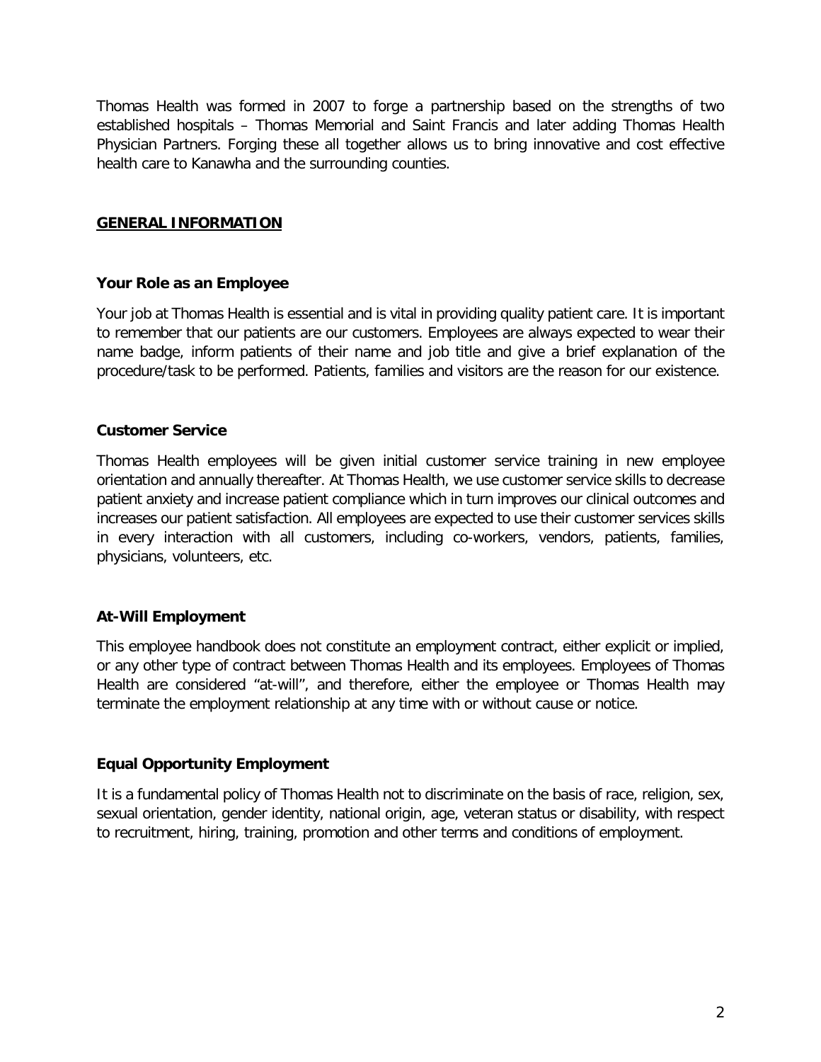Thomas Health was formed in 2007 to forge a partnership based on the strengths of two established hospitals – Thomas Memorial and Saint Francis and later adding Thomas Health Physician Partners. Forging these all together allows us to bring innovative and cost effective health care to Kanawha and the surrounding counties.

## GENERAL INFORMATION

### Your Role as an Employee

Your job at Thomas Health is essential and is vital in providing quality patient care. It is important to remember that our patients are our customers. Employees are always expected to wear their name badge, inform patients of their name and job title and give a brief explanation of the procedure/task to be performed. Patients, families and visitors are the reason for our existence.

### Customer Service

Thomas Health employees will be given initial customer service training in new employee orientation and annually thereafter. At Thomas Health, we use customer service skills to decrease patient anxiety and increase patient compliance which in turn improves our clinical outcomes and increases our patient satisfaction. All employees are expected to use their customer services skills in every interaction with all customers, including co-workers, vendors, patients, families, physicians, volunteers, etc.

### At-Will Employment

This employee handbook does not constitute an employment contract, either explicit or implied, or any other type of contract between Thomas Health and its employees. Employees of Thomas Health are considered "at-will", and therefore, either the employee or Thomas Health may terminate the employment relationship at any time with or without cause or notice.

### Equal Opportunity Employment

It is a fundamental policy of Thomas Health not to discriminate on the basis of race, religion, sex, sexual orientation, gender identity, national origin, age, veteran status or disability, with respect to recruitment, hiring, training, promotion and other terms and conditions of employment.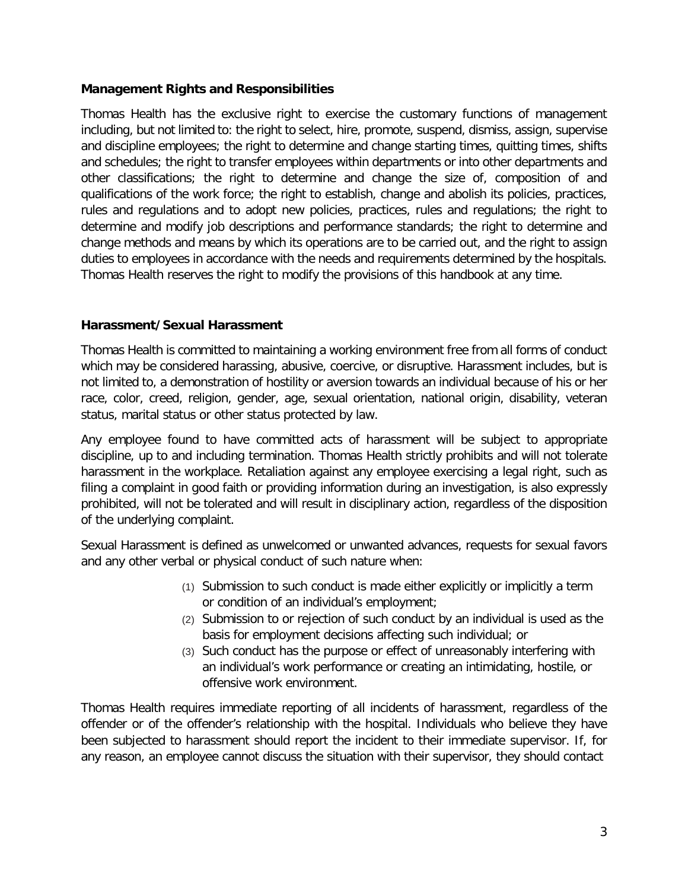## Management Rights and Responsibilities

Thomas Health has the exclusive right to exercise the customary functions of management including, but not limited to: the right to select, hire, promote, suspend, dismiss, assign, supervise and discipline employees; the right to determine and change starting times, quitting times, shifts and schedules; the right to transfer employees within departments or into other departments and other classifications; the right to determine and change the size of, composition of and qualifications of the work force; the right to establish, change and abolish its policies, practices, rules and regulations and to adopt new policies, practices, rules and regulations; the right to determine and modify job descriptions and performance standards; the right to determine and change methods and means by which its operations are to be carried out, and the right to assign duties to employees in accordance with the needs and requirements determined by the hospitals. Thomas Health reserves the right to modify the provisions of this handbook at any time.

## Harassment/Sexual Harassment

Thomas Health is committed to maintaining a working environment free from all forms of conduct which may be considered harassing, abusive, coercive, or disruptive. Harassment includes, but is not limited to, a demonstration of hostility or aversion towards an individual because of his or her race, color, creed, religion, gender, age, sexual orientation, national origin, disability, veteran status, marital status or other status protected by law.

Any employee found to have committed acts of harassment will be subject to appropriate discipline, up to and including termination. Thomas Health strictly prohibits and will not tolerate harassment in the workplace. Retaliation against any employee exercising a legal right, such as filing a complaint in good faith or providing information during an investigation, is also expressly prohibited, will not be tolerated and will result in disciplinary action, regardless of the disposition of the underlying complaint.

Sexual Harassment is defined as unwelcomed or unwanted advances, requests for sexual favors and any other verbal or physical conduct of such nature when:

(1) Submission to such conduct is made either explicitly or implicitly a term or condition of an individual's employment;
(2) Submission to or rejection of such conduct by an individual is used as the basis for employment decisions affecting such individual; or
(3) Such conduct has the purpose or effect of unreasonably interfering with an individual's work performance or creating an intimidating, hostile, or offensive work environment.

Thomas Health requires immediate reporting of all incidents of harassment, regardless of the offender or of the offender's relationship with the hospital. Individuals who believe they have been subjected to harassment should report the incident to their immediate supervisor. If, for any reason, an employee cannot discuss the situation with their supervisor, they should contact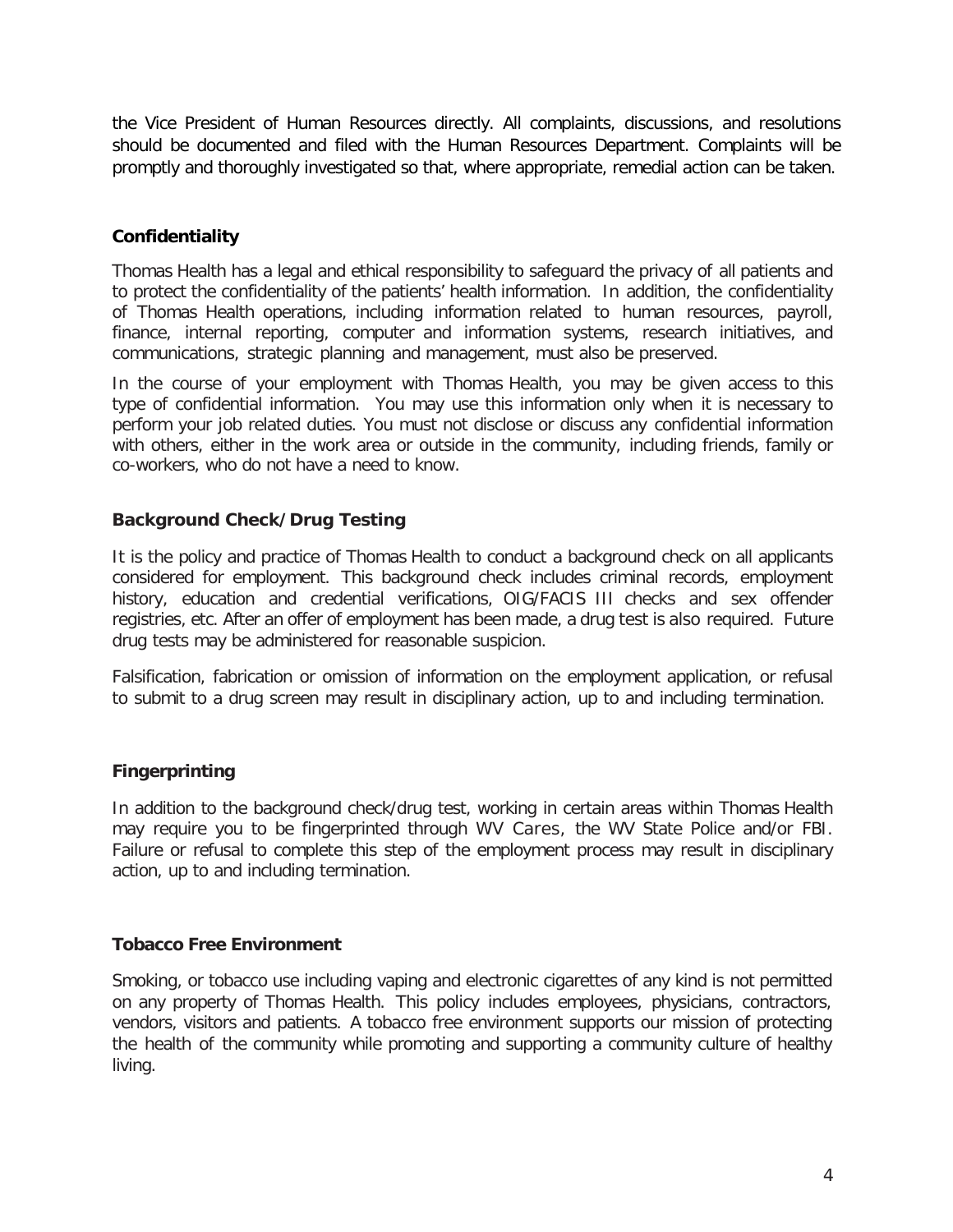the Vice President of Human Resources directly. All complaints, discussions, and resolutions should be documented and filed with the Human Resources Department. Complaints will be promptly and thoroughly investigated so that, where appropriate, remedial action can be taken.

### Confidentiality

Thomas Health has a legal and ethical responsibility to safeguard the privacy of all patients and to protect the confidentiality of the patients' health information. In addition, the confidentiality of Thomas Health operations, including information related to human resources, payroll, finance, internal reporting, computer and information systems, research initiatives, and communications, strategic planning and management, must also be preserved.

In the course of your employment with Thomas Health, you may be given access to this type of confidential information. You may use this information only when it is necessary to perform your job related duties. You must not disclose or discuss any confidential information with others, either in the work area or outside in the community, including friends, family or co-workers, who do not have a need to know.

### Background Check/Drug Testing

It is the policy and practice of Thomas Health to conduct a background check on all applicants considered for employment. This background check includes criminal records, employment history, education and credential verifications, OIG/FACIS III checks and sex offender registries, etc. After an offer of employment has been made, a drug test is also required. Future drug tests may be administered for reasonable suspicion.

Falsification, fabrication or omission of information on the employment application, or refusal to submit to a drug screen may result in disciplinary action, up to and including termination.

### Fingerprinting

In addition to the background check/drug test, working in certain areas within Thomas Health may require you to be fingerprinted through WV Cares, the WV State Police and/or FBI. Failure or refusal to complete this step of the employment process may result in disciplinary action, up to and including termination.

### Tobacco Free Environment

Smoking, or tobacco use including vaping and electronic cigarettes of any kind is not permitted on any property of Thomas Health. This policy includes employees, physicians, contractors, vendors, visitors and patients. A tobacco free environment supports our mission of protecting the health of the community while promoting and supporting a community culture of healthy living.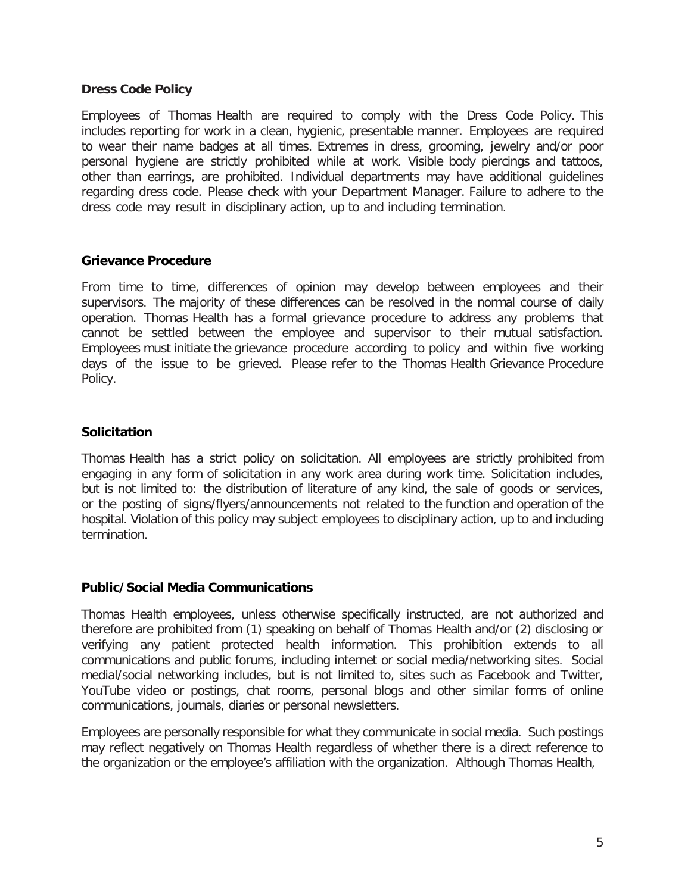**Dress Code Policy**

Employees of Thomas Health are required to comply with the Dress Code Policy. This includes reporting for work in a clean, hygienic, presentable manner. Employees are required to wear their name badges at all times. Extremes in dress, grooming, jewelry and/or poor personal hygiene are strictly prohibited while at work. Visible body piercings and tattoos, other than earrings, are prohibited. Individual departments may have additional guidelines regarding dress code. Please check with your Department Manager. Failure to adhere to the dress code may result in disciplinary action, up to and including termination.

**Grievance Procedure**

From time to time, differences of opinion may develop between employees and their supervisors. The majority of these differences can be resolved in the normal course of daily operation. Thomas Health has a formal grievance procedure to address any problems that cannot be settled between the employee and supervisor to their mutual satisfaction. Employees must initiate the grievance procedure according to policy and within five working days of the issue to be grieved. Please refer to the Thomas Health Grievance Procedure Policy.

**Solicitation**

Thomas Health has a strict policy on solicitation. All employees are strictly prohibited from engaging in any form of solicitation in any work area during work time. Solicitation includes, but is not limited to: the distribution of literature of any kind, the sale of goods or services, or the posting of signs/flyers/announcements not related to the function and operation of the hospital. Violation of this policy may subject employees to disciplinary action, up to and including termination.

**Public/Social Media Communications**

Thomas Health employees, unless otherwise specifically instructed, are not authorized and therefore are prohibited from (1) speaking on behalf of Thomas Health and/or (2) disclosing or verifying any patient protected health information. This prohibition extends to all communications and public forums, including internet or social media/networking sites. Social medial/social networking includes, but is not limited to, sites such as Facebook and Twitter, YouTube video or postings, chat rooms, personal blogs and other similar forms of online communications, journals, diaries or personal newsletters.

Employees are personally responsible for what they communicate in social media. Such postings may reflect negatively on Thomas Health regardless of whether there is a direct reference to the organization or the employee's affiliation with the organization. Although Thomas Health,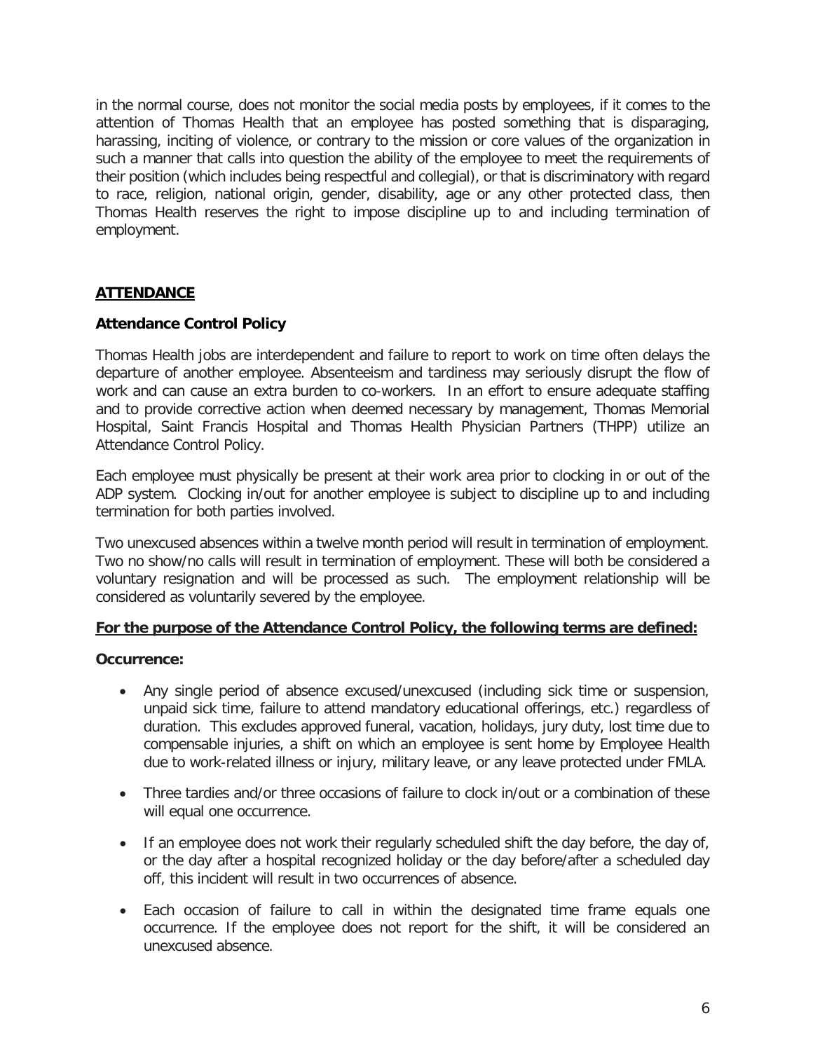in the normal course, does not monitor the social media posts by employees, if it comes to the attention of Thomas Health that an employee has posted something that is disparaging, harassing, inciting of violence, or contrary to the mission or core values of the organization in such a manner that calls into question the ability of the employee to meet the requirements of their position (which includes being respectful and collegial), or that is discriminatory with regard to race, religion, national origin, gender, disability, age or any other protected class, then Thomas Health reserves the right to impose discipline up to and including termination of employment.

## ATTENDANCE

### Attendance Control Policy

Thomas Health jobs are interdependent and failure to report to work on time often delays the departure of another employee. Absenteeism and tardiness may seriously disrupt the flow of work and can cause an extra burden to co-workers. In an effort to ensure adequate staffing and to provide corrective action when deemed necessary by management, Thomas Memorial Hospital, Saint Francis Hospital and Thomas Health Physician Partners (THPP) utilize an Attendance Control Policy.

Each employee must physically be present at their work area prior to clocking in or out of the ADP system. Clocking in/out for another employee is subject to discipline up to and including termination for both parties involved.

Two unexcused absences within a twelve month period will result in termination of employment. Two no show/no calls will result in termination of employment. These will both be considered a voluntary resignation and will be processed as such. The employment relationship will be considered as voluntarily severed by the employee.

**For the purpose of the Attendance Control Policy, the following terms are defined:**

**Occurrence:**

- Any single period of absence excused/unexcused (including sick time or suspension, unpaid sick time, failure to attend mandatory educational offerings, etc.) regardless of duration. This excludes approved funeral, vacation, holidays, jury duty, lost time due to compensable injuries, a shift on which an employee is sent home by Employee Health due to work-related illness or injury, military leave, or any leave protected under FMLA.
- Three tardies and/or three occasions of failure to clock in/out or a combination of these will equal one occurrence.
- If an employee does not work their regularly scheduled shift the day before, the day of, or the day after a hospital recognized holiday or the day before/after a scheduled day off, this incident will result in two occurrences of absence.
- Each occasion of failure to call in within the designated time frame equals one occurrence. If the employee does not report for the shift, it will be considered an unexcused absence.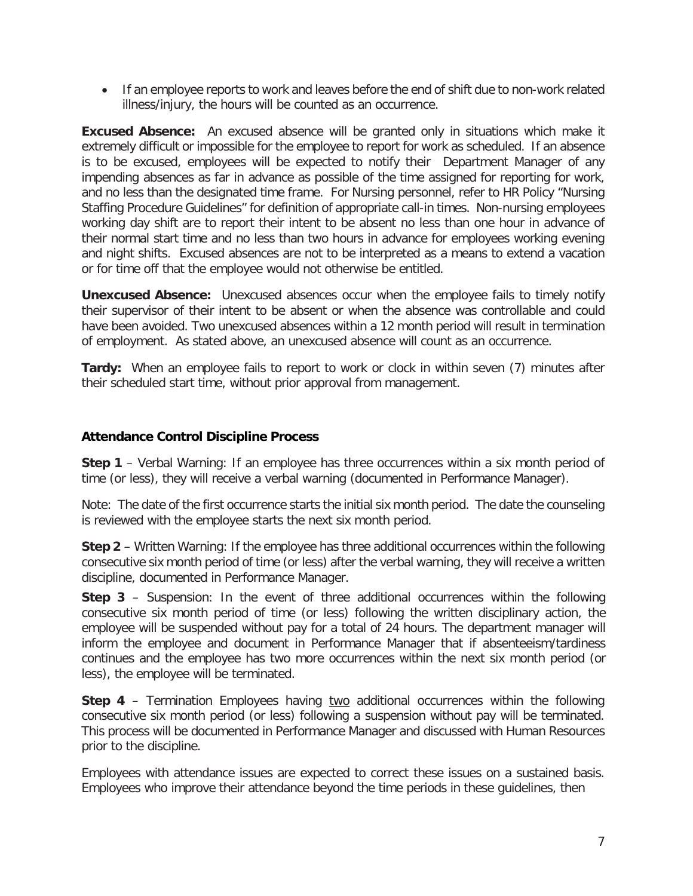- If an employee reports to work and leaves before the end of shift due to non-work related illness/injury, the hours will be counted as an occurrence.

**Excused Absence:** An excused absence will be granted only in situations which make it extremely difficult or impossible for the employee to report for work as scheduled. If an absence is to be excused, employees will be expected to notify their Department Manager of any impending absences as far in advance as possible of the time assigned for reporting for work, and no less than the designated time frame. For Nursing personnel, refer to HR Policy "Nursing Staffing Procedure Guidelines" for definition of appropriate call-in times. Non-nursing employees working day shift are to report their intent to be absent no less than one hour in advance of their normal start time and no less than two hours in advance for employees working evening and night shifts. Excused absences are not to be interpreted as a means to extend a vacation or for time off that the employee would not otherwise be entitled.

**Unexcused Absence:** Unexcused absences occur when the employee fails to timely notify their supervisor of their intent to be absent or when the absence was controllable and could have been avoided. Two unexcused absences within a 12 month period will result in termination of employment. As stated above, an unexcused absence will count as an occurrence.

**Tardy:** When an employee fails to report to work or clock in within seven (7) minutes after their scheduled start time, without prior approval from management.

### Attendance Control Discipline Process

**Step 1** – Verbal Warning: If an employee has three occurrences within a six month period of time (or less), they will receive a verbal warning (documented in Performance Manager).

Note: The date of the first occurrence starts the initial six month period. The date the counseling is reviewed with the employee starts the next six month period.

**Step 2** – Written Warning: If the employee has three additional occurrences within the following consecutive six month period of time (or less) after the verbal warning, they will receive a written discipline, documented in Performance Manager.

**Step 3** – Suspension: In the event of three additional occurrences within the following consecutive six month period of time (or less) following the written disciplinary action, the employee will be suspended without pay for a total of 24 hours. The department manager will inform the employee and document in Performance Manager that if absenteeism/tardiness continues and the employee has two more occurrences within the next six month period (or less), the employee will be terminated.

**Step 4** – Termination Employees having two additional occurrences within the following consecutive six month period (or less) following a suspension without pay will be terminated. This process will be documented in Performance Manager and discussed with Human Resources prior to the discipline.

Employees with attendance issues are expected to correct these issues on a sustained basis. Employees who improve their attendance beyond the time periods in these guidelines, then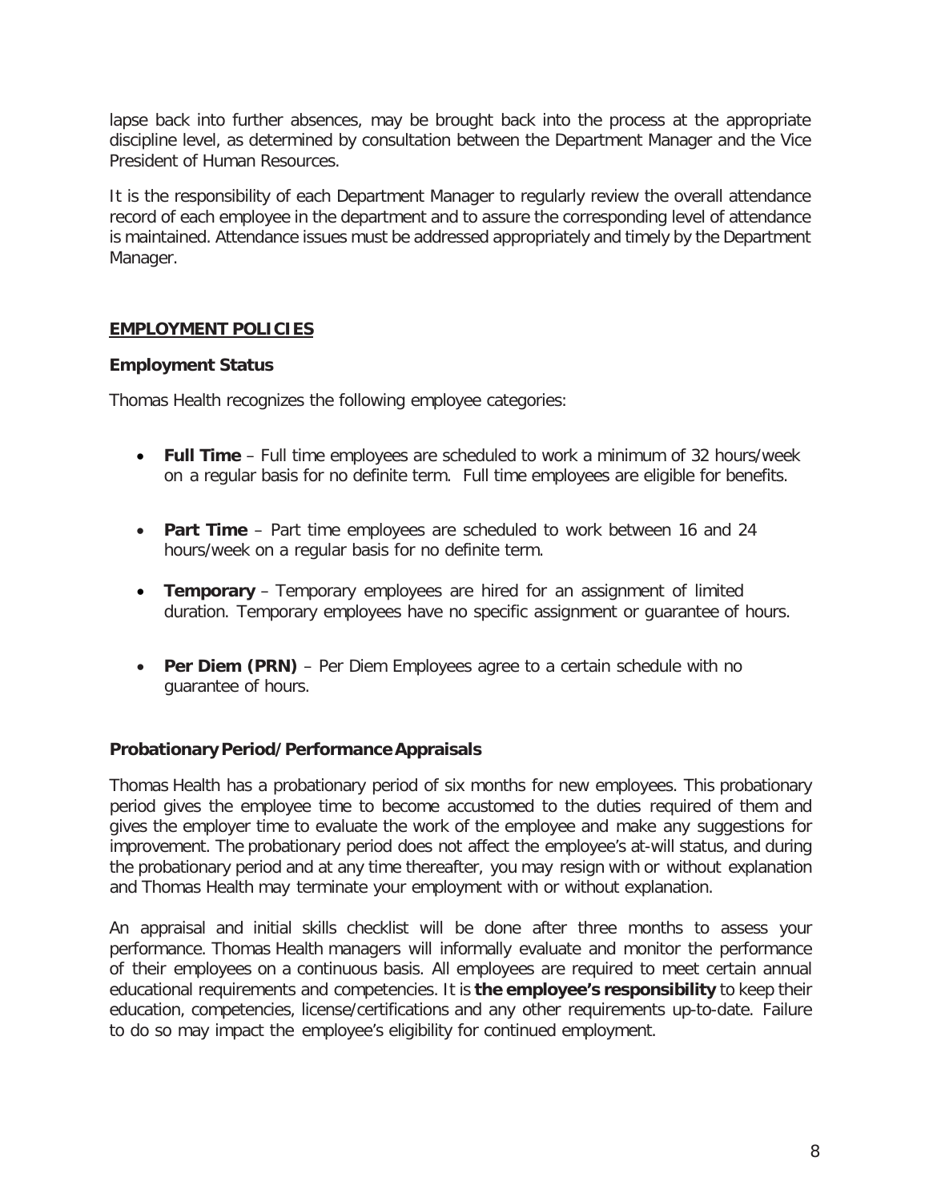lapse back into further absences, may be brought back into the process at the appropriate discipline level, as determined by consultation between the Department Manager and the Vice President of Human Resources.

It is the responsibility of each Department Manager to regularly review the overall attendance record of each employee in the department and to assure the corresponding level of attendance is maintained. Attendance issues must be addressed appropriately and timely by the Department Manager.

## EMPLOYMENT POLICIES

### Employment Status

Thomas Health recognizes the following employee categories:

- **Full Time** – Full time employees are scheduled to work a minimum of 32 hours/week on a regular basis for no definite term. Full time employees are eligible for benefits.
- **Part Time** – Part time employees are scheduled to work between 16 and 24 hours/week on a regular basis for no definite term.
- **Temporary** – Temporary employees are hired for an assignment of limited duration. Temporary employees have no specific assignment or guarantee of hours.
- **Per Diem (PRN)** – Per Diem Employees agree to a certain schedule with no guarantee of hours.

### Probationary Period/Performance Appraisals

Thomas Health has a probationary period of six months for new employees. This probationary period gives the employee time to become accustomed to the duties required of them and gives the employer time to evaluate the work of the employee and make any suggestions for improvement. The probationary period does not affect the employee's at-will status, and during the probationary period and at any time thereafter, you may resign with or without explanation and Thomas Health may terminate your employment with or without explanation.

An appraisal and initial skills checklist will be done after three months to assess your performance. Thomas Health managers will informally evaluate and monitor the performance of their employees on a continuous basis. All employees are required to meet certain annual educational requirements and competencies. It is **the employee's responsibility** to keep their education, competencies, license/certifications and any other requirements up-to-date. Failure to do so may impact the employee's eligibility for continued employment.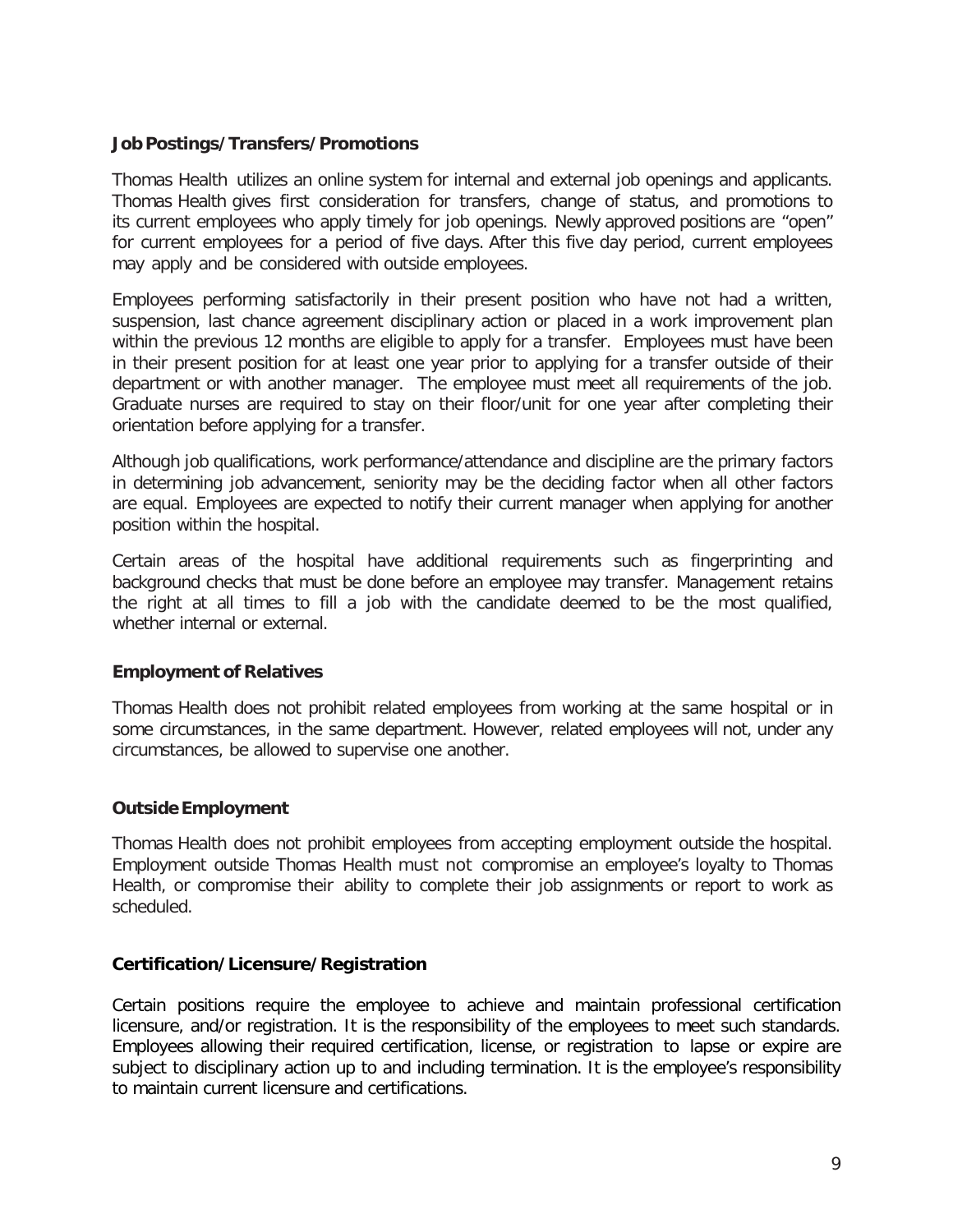### Job Postings/Transfers/Promotions

Thomas Health utilizes an online system for internal and external job openings and applicants. Thomas Health gives first consideration for transfers, change of status, and promotions to its current employees who apply timely for job openings. Newly approved positions are "open" for current employees for a period of five days. After this five day period, current employees may apply and be considered with outside employees.

Employees performing satisfactorily in their present position who have not had a written, suspension, last chance agreement disciplinary action or placed in a work improvement plan within the previous 12 months are eligible to apply for a transfer. Employees must have been in their present position for at least one year prior to applying for a transfer outside of their department or with another manager. The employee must meet all requirements of the job. Graduate nurses are required to stay on their floor/unit for one year after completing their orientation before applying for a transfer.

Although job qualifications, work performance/attendance and discipline are the primary factors in determining job advancement, seniority may be the deciding factor when all other factors are equal. Employees are expected to notify their current manager when applying for another position within the hospital.

Certain areas of the hospital have additional requirements such as fingerprinting and background checks that must be done before an employee may transfer. Management retains the right at all times to fill a job with the candidate deemed to be the most qualified, whether internal or external.

### Employment of Relatives

Thomas Health does not prohibit related employees from working at the same hospital or in some circumstances, in the same department. However, related employees will not, under any circumstances, be allowed to supervise one another.

### Outside Employment

Thomas Health does not prohibit employees from accepting employment outside the hospital. Employment outside Thomas Health must not compromise an employee's loyalty to Thomas Health, or compromise their ability to complete their job assignments or report to work as scheduled.

### Certification/Licensure/Registration

Certain positions require the employee to achieve and maintain professional certification licensure, and/or registration. It is the responsibility of the employees to meet such standards. Employees allowing their required certification, license, or registration to lapse or expire are subject to disciplinary action up to and including termination. It is the employee's responsibility to maintain current licensure and certifications.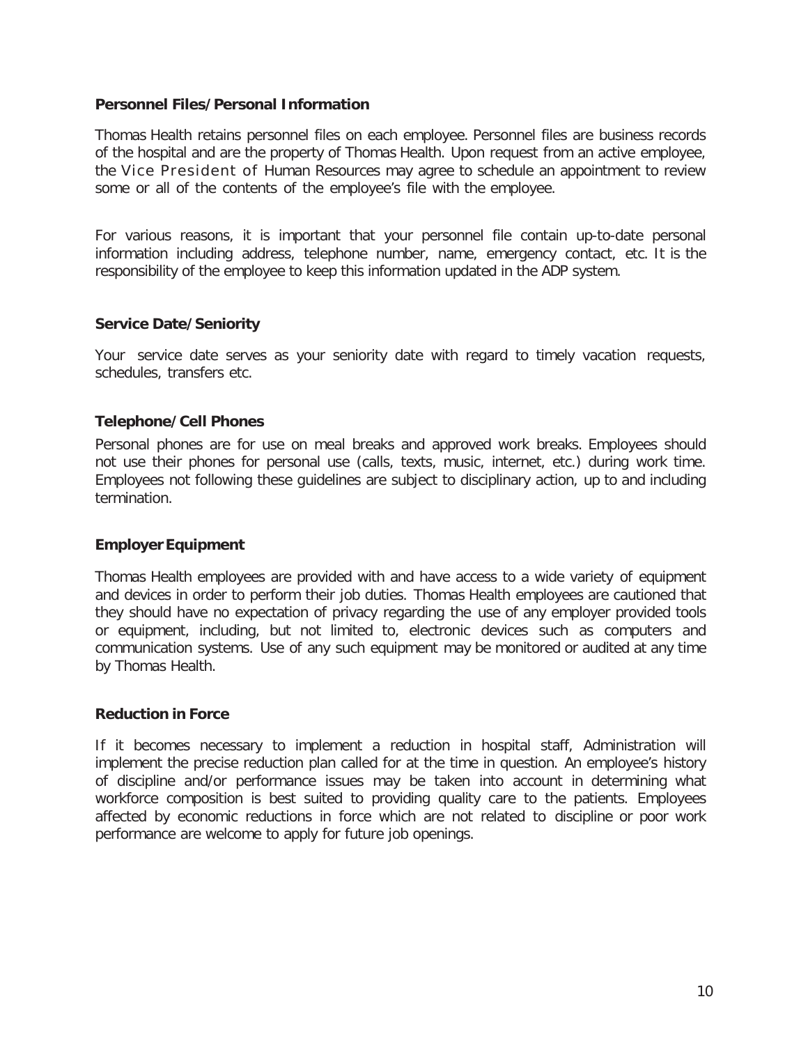### Personnel Files/Personal Information

Thomas Health retains personnel files on each employee. Personnel files are business records of the hospital and are the property of Thomas Health. Upon request from an active employee, the Vice President of Human Resources may agree to schedule an appointment to review some or all of the contents of the employee's file with the employee.

For various reasons, it is important that your personnel file contain up-to-date personal information including address, telephone number, name, emergency contact, etc. It is the responsibility of the employee to keep this information updated in the ADP system.

### Service Date/Seniority

Your service date serves as your seniority date with regard to timely vacation requests, schedules, transfers etc.

### Telephone/Cell Phones

Personal phones are for use on meal breaks and approved work breaks. Employees should not use their phones for personal use (calls, texts, music, internet, etc.) during work time. Employees not following these guidelines are subject to disciplinary action, up to and including termination.

### Employer Equipment

Thomas Health employees are provided with and have access to a wide variety of equipment and devices in order to perform their job duties. Thomas Health employees are cautioned that they should have no expectation of privacy regarding the use of any employer provided tools or equipment, including, but not limited to, electronic devices such as computers and communication systems. Use of any such equipment may be monitored or audited at any time by Thomas Health.

### Reduction in Force

If it becomes necessary to implement a reduction in hospital staff, Administration will implement the precise reduction plan called for at the time in question. An employee's history of discipline and/or performance issues may be taken into account in determining what workforce composition is best suited to providing quality care to the patients. Employees affected by economic reductions in force which are not related to discipline or poor work performance are welcome to apply for future job openings.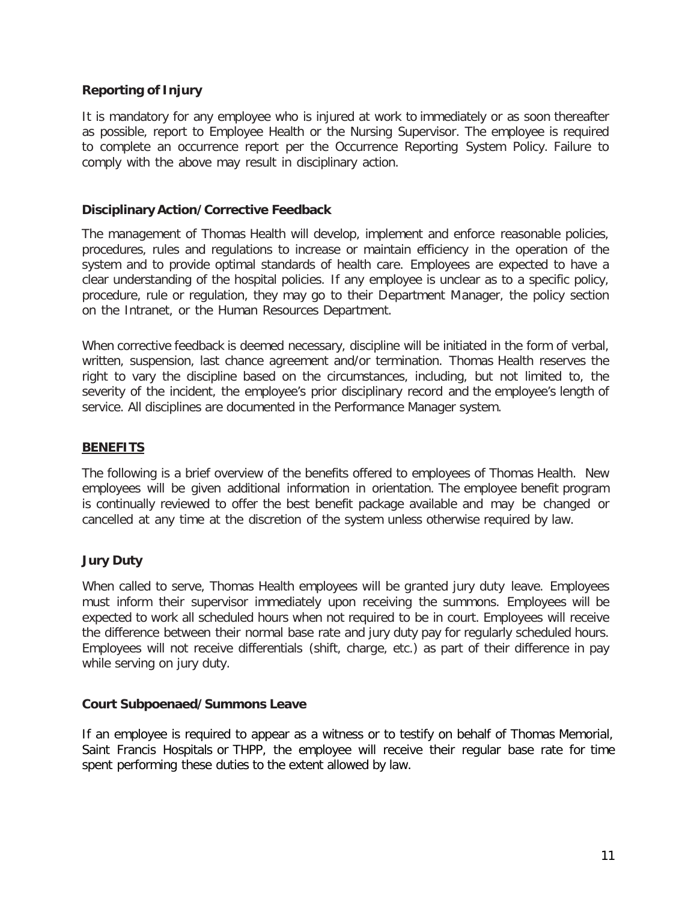### Reporting of Injury

It is mandatory for any employee who is injured at work to immediately or as soon thereafter as possible, report to Employee Health or the Nursing Supervisor. The employee is required to complete an occurrence report per the Occurrence Reporting System Policy. Failure to comply with the above may result in disciplinary action.

### Disciplinary Action/Corrective Feedback

The management of Thomas Health will develop, implement and enforce reasonable policies, procedures, rules and regulations to increase or maintain efficiency in the operation of the system and to provide optimal standards of health care. Employees are expected to have a clear understanding of the hospital policies. If any employee is unclear as to a specific policy, procedure, rule or regulation, they may go to their Department Manager, the policy section on the Intranet, or the Human Resources Department.

When corrective feedback is deemed necessary, discipline will be initiated in the form of verbal, written, suspension, last chance agreement and/or termination. Thomas Health reserves the right to vary the discipline based on the circumstances, including, but not limited to, the severity of the incident, the employee's prior disciplinary record and the employee's length of service. All disciplines are documented in the Performance Manager system.

## BENEFITS

The following is a brief overview of the benefits offered to employees of Thomas Health. New employees will be given additional information in orientation. The employee benefit program is continually reviewed to offer the best benefit package available and may be changed or cancelled at any time at the discretion of the system unless otherwise required by law.

### Jury Duty

When called to serve, Thomas Health employees will be granted jury duty leave. Employees must inform their supervisor immediately upon receiving the summons. Employees will be expected to work all scheduled hours when not required to be in court. Employees will receive the difference between their normal base rate and jury duty pay for regularly scheduled hours. Employees will not receive differentials (shift, charge, etc.) as part of their difference in pay while serving on jury duty.

### Court Subpoenaed/Summons Leave

If an employee is required to appear as a witness or to testify on behalf of Thomas Memorial, Saint Francis Hospitals or THPP, the employee will receive their regular base rate for time spent performing these duties to the extent allowed by law.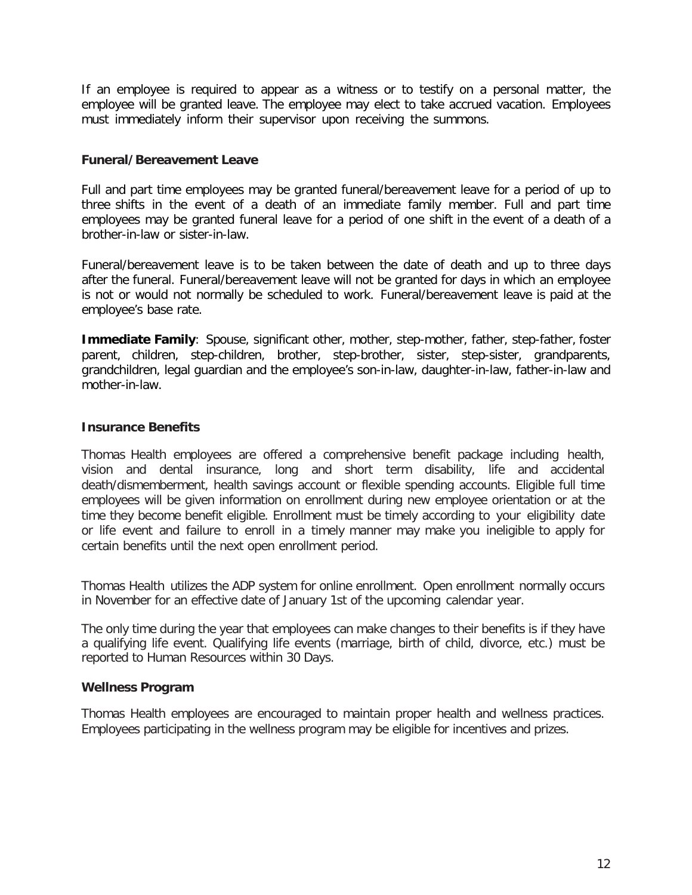If an employee is required to appear as a witness or to testify on a personal matter, the employee will be granted leave. The employee may elect to take accrued vacation. Employees must immediately inform their supervisor upon receiving the summons.

### Funeral/Bereavement Leave

Full and part time employees may be granted funeral/bereavement leave for a period of up to three shifts in the event of a death of an immediate family member. Full and part time employees may be granted funeral leave for a period of one shift in the event of a death of a brother-in-law or sister-in-law.

Funeral/bereavement leave is to be taken between the date of death and up to three days after the funeral. Funeral/bereavement leave will not be granted for days in which an employee is not or would not normally be scheduled to work. Funeral/bereavement leave is paid at the employee's base rate.

**Immediate Family**: Spouse, significant other, mother, step-mother, father, step-father, foster parent, children, step-children, brother, step-brother, sister, step-sister, grandparents, grandchildren, legal guardian and the employee's son-in-law, daughter-in-law, father-in-law and mother-in-law.

### Insurance Benefits

Thomas Health employees are offered a comprehensive benefit package including health, vision and dental insurance, long and short term disability, life and accidental death/dismemberment, health savings account or flexible spending accounts. Eligible full time employees will be given information on enrollment during new employee orientation or at the time they become benefit eligible. Enrollment must be timely according to your eligibility date or life event and failure to enroll in a timely manner may make you ineligible to apply for certain benefits until the next open enrollment period.

Thomas Health utilizes the ADP system for online enrollment. Open enrollment normally occurs in November for an effective date of January 1st of the upcoming calendar year.

The only time during the year that employees can make changes to their benefits is if they have a qualifying life event. Qualifying life events (marriage, birth of child, divorce, etc.) must be reported to Human Resources within 30 Days.

### Wellness Program

Thomas Health employees are encouraged to maintain proper health and wellness practices. Employees participating in the wellness program may be eligible for incentives and prizes.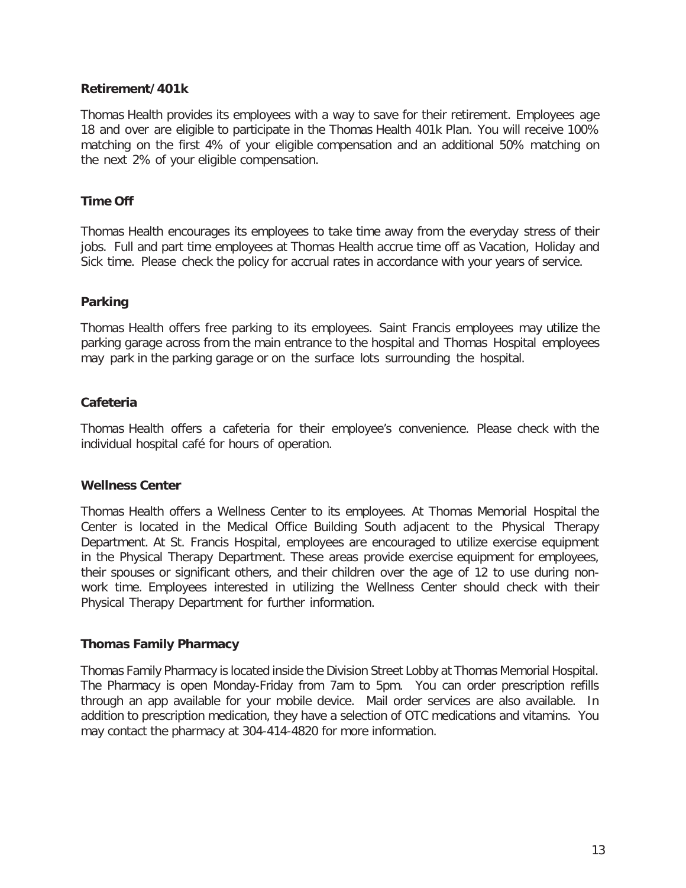### Retirement/401k

Thomas Health provides its employees with a way to save for their retirement. Employees age 18 and over are eligible to participate in the Thomas Health 401k Plan. You will receive 100% matching on the first 4% of your eligible compensation and an additional 50% matching on the next 2% of your eligible compensation.

### Time Off

Thomas Health encourages its employees to take time away from the everyday stress of their jobs. Full and part time employees at Thomas Health accrue time off as Vacation, Holiday and Sick time. Please check the policy for accrual rates in accordance with your years of service.

### Parking

Thomas Health offers free parking to its employees. Saint Francis employees may utilize the parking garage across from the main entrance to the hospital and Thomas Hospital employees may park in the parking garage or on the surface lots surrounding the hospital.

### Cafeteria

Thomas Health offers a cafeteria for their employee's convenience. Please check with the individual hospital café for hours of operation.

### Wellness Center

Thomas Health offers a Wellness Center to its employees. At Thomas Memorial Hospital the Center is located in the Medical Office Building South adjacent to the Physical Therapy Department. At St. Francis Hospital, employees are encouraged to utilize exercise equipment in the Physical Therapy Department. These areas provide exercise equipment for employees, their spouses or significant others, and their children over the age of 12 to use during non-work time. Employees interested in utilizing the Wellness Center should check with their Physical Therapy Department for further information.

### Thomas Family Pharmacy

Thomas Family Pharmacy is located inside the Division Street Lobby at Thomas Memorial Hospital. The Pharmacy is open Monday-Friday from 7am to 5pm. You can order prescription refills through an app available for your mobile device. Mail order services are also available. In addition to prescription medication, they have a selection of OTC medications and vitamins. You may contact the pharmacy at 304-414-4820 for more information.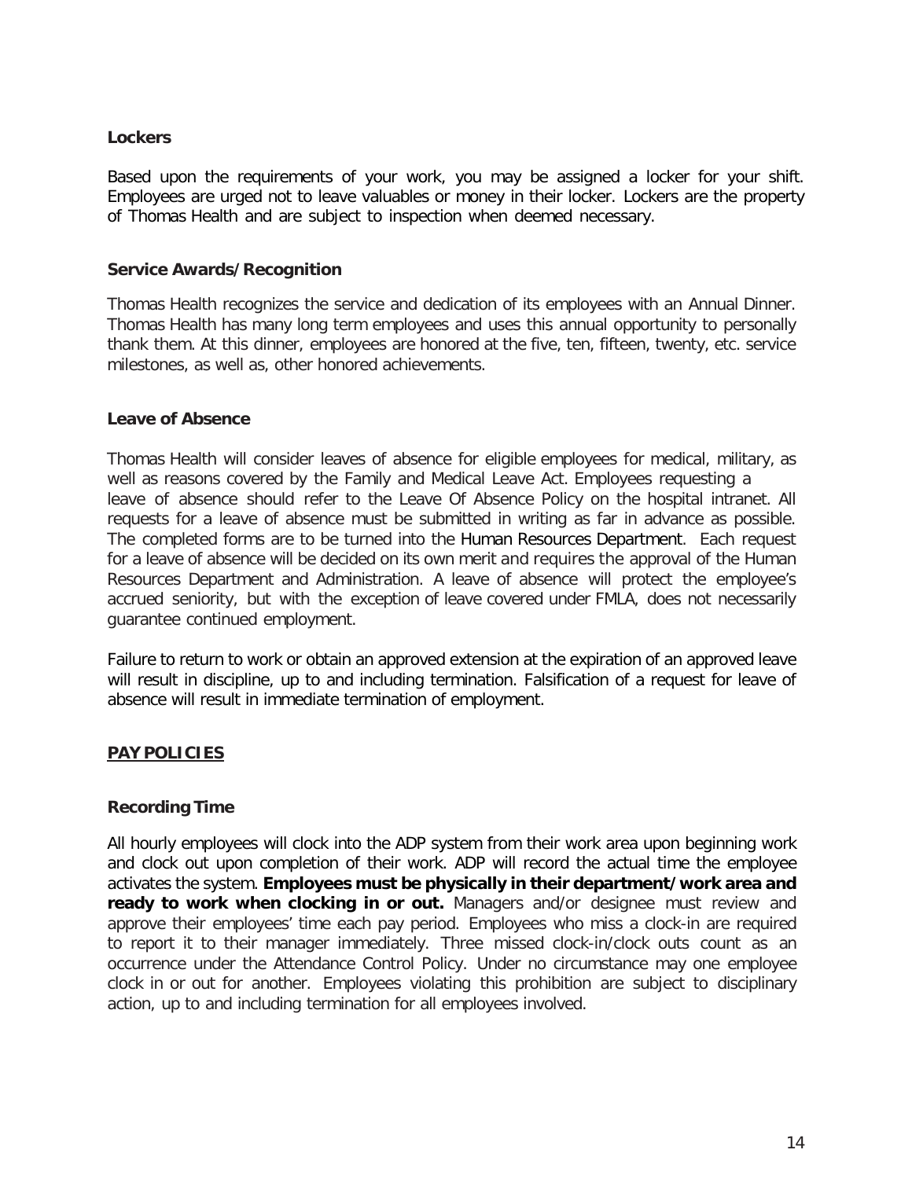### Lockers

Based upon the requirements of your work, you may be assigned a locker for your shift. Employees are urged not to leave valuables or money in their locker. Lockers are the property of Thomas Health and are subject to inspection when deemed necessary.

### Service Awards/Recognition

Thomas Health recognizes the service and dedication of its employees with an Annual Dinner. Thomas Health has many long term employees and uses this annual opportunity to personally thank them. At this dinner, employees are honored at the five, ten, fifteen, twenty, etc. service milestones, as well as, other honored achievements.

### Leave of Absence

Thomas Health will consider leaves of absence for eligible employees for medical, military, as well as reasons covered by the Family and Medical Leave Act. Employees requesting a leave of absence should refer to the Leave Of Absence Policy on the hospital intranet. All requests for a leave of absence must be submitted in writing as far in advance as possible. The completed forms are to be turned into the Human Resources Department. Each request for a leave of absence will be decided on its own merit and requires the approval of the Human Resources Department and Administration. A leave of absence will protect the employee's accrued seniority, but with the exception of leave covered under FMLA, does not necessarily guarantee continued employment.

Failure to return to work or obtain an approved extension at the expiration of an approved leave will result in discipline, up to and including termination. Falsification of a request for leave of absence will result in immediate termination of employment.

## PAY POLICIES

### Recording Time

All hourly employees will clock into the ADP system from their work area upon beginning work and clock out upon completion of their work. ADP will record the actual time the employee activates the system. **Employees must be physically in their department/work area and ready to work when clocking in or out.** Managers and/or designee must review and approve their employees' time each pay period. Employees who miss a clock-in are required to report it to their manager immediately. Three missed clock-in/clock outs count as an occurrence under the Attendance Control Policy. Under no circumstance may one employee clock in or out for another. Employees violating this prohibition are subject to disciplinary action, up to and including termination for all employees involved.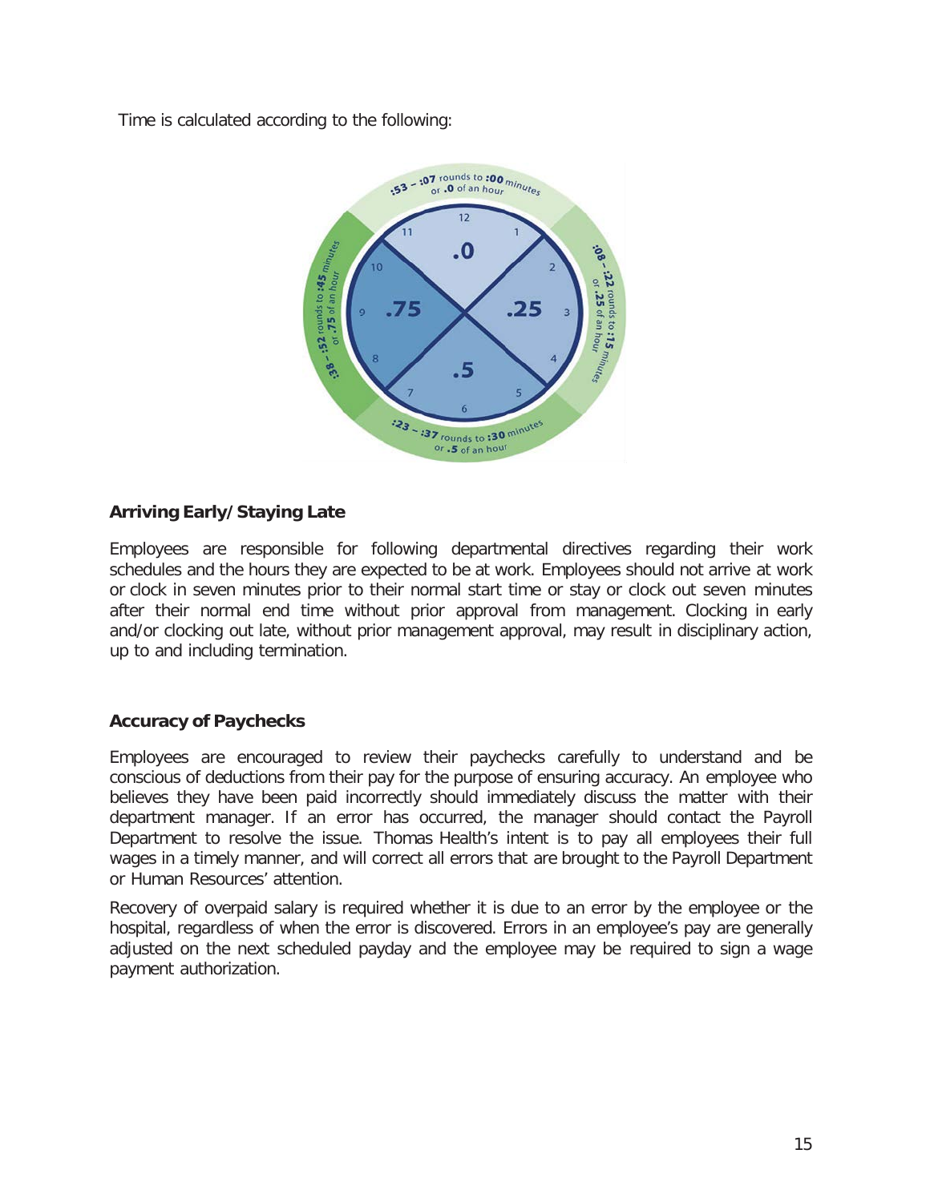Time is calculated according to the following:

:53 – :07 rounds to :00 minutes or .0 of an hour

:08 – :22 rounds to :15 minutes or .25 of an hour

:23 – :37 rounds to :30 minutes or .5 of an hour

:38 – :52 rounds to :45 minutes or .75 of an hour

### Arriving Early/Staying Late

Employees are responsible for following departmental directives regarding their work schedules and the hours they are expected to be at work. Employees should not arrive at work or clock in seven minutes prior to their normal start time or stay or clock out seven minutes after their normal end time without prior approval from management. Clocking in early and/or clocking out late, without prior management approval, may result in disciplinary action, up to and including termination.

### Accuracy of Paychecks

Employees are encouraged to review their paychecks carefully to understand and be conscious of deductions from their pay for the purpose of ensuring accuracy. An employee who believes they have been paid incorrectly should immediately discuss the matter with their department manager. If an error has occurred, the manager should contact the Payroll Department to resolve the issue. Thomas Health's intent is to pay all employees their full wages in a timely manner, and will correct all errors that are brought to the Payroll Department or Human Resources' attention.

Recovery of overpaid salary is required whether it is due to an error by the employee or the hospital, regardless of when the error is discovered. Errors in an employee's pay are generally adjusted on the next scheduled payday and the employee may be required to sign a wage payment authorization.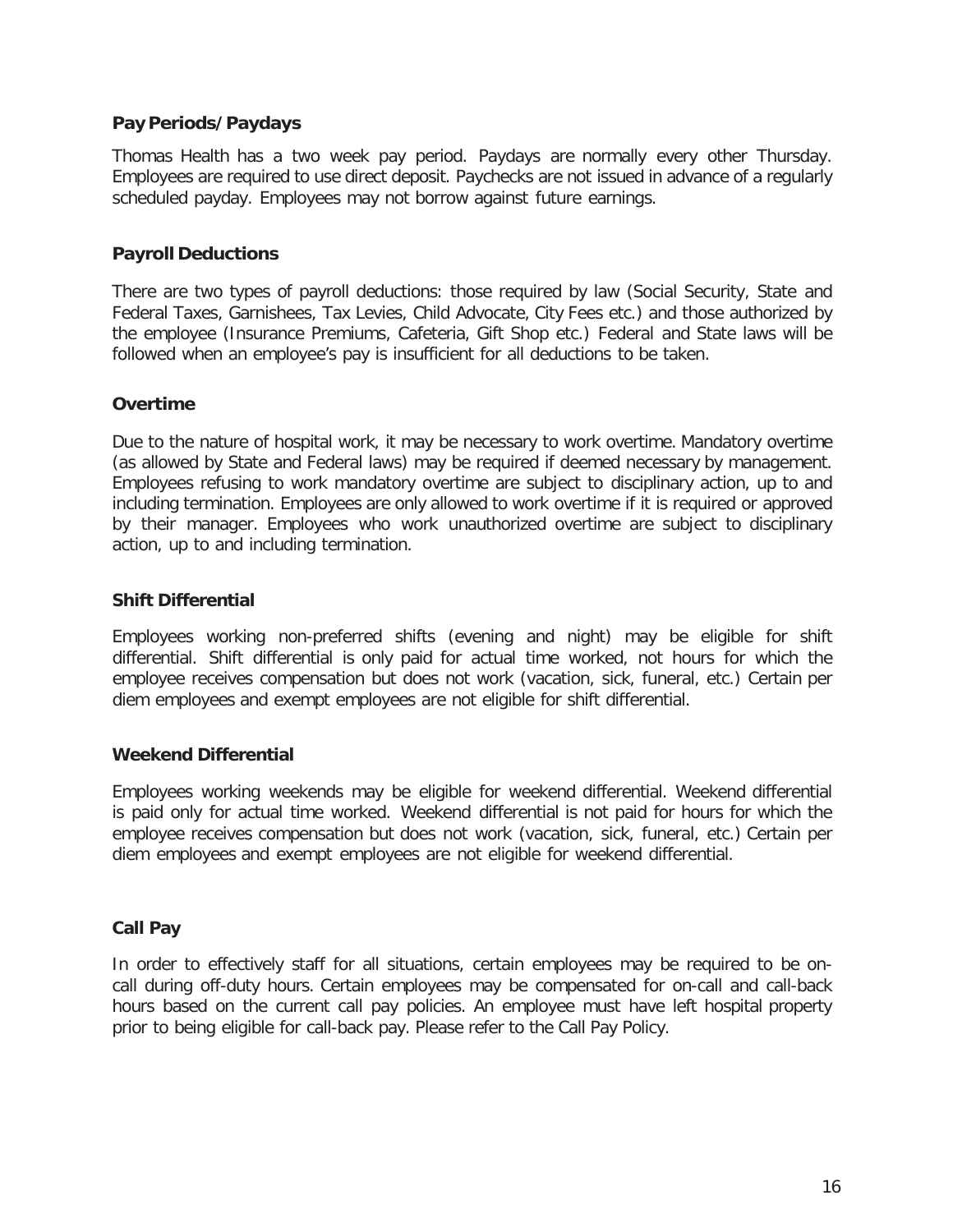### Pay Periods/Paydays

Thomas Health has a two week pay period. Paydays are normally every other Thursday. Employees are required to use direct deposit. Paychecks are not issued in advance of a regularly scheduled payday. Employees may not borrow against future earnings.

### Payroll Deductions

There are two types of payroll deductions: those required by law (Social Security, State and Federal Taxes, Garnishees, Tax Levies, Child Advocate, City Fees etc.) and those authorized by the employee (Insurance Premiums, Cafeteria, Gift Shop etc.) Federal and State laws will be followed when an employee's pay is insufficient for all deductions to be taken.

### Overtime

Due to the nature of hospital work, it may be necessary to work overtime. Mandatory overtime (as allowed by State and Federal laws) may be required if deemed necessary by management. Employees refusing to work mandatory overtime are subject to disciplinary action, up to and including termination. Employees are only allowed to work overtime if it is required or approved by their manager. Employees who work unauthorized overtime are subject to disciplinary action, up to and including termination.

### Shift Differential

Employees working non-preferred shifts (evening and night) may be eligible for shift differential. Shift differential is only paid for actual time worked, not hours for which the employee receives compensation but does not work (vacation, sick, funeral, etc.) Certain per diem employees and exempt employees are not eligible for shift differential.

### Weekend Differential

Employees working weekends may be eligible for weekend differential. Weekend differential is paid only for actual time worked. Weekend differential is not paid for hours for which the employee receives compensation but does not work (vacation, sick, funeral, etc.) Certain per diem employees and exempt employees are not eligible for weekend differential.

### Call Pay

In order to effectively staff for all situations, certain employees may be required to be on-call during off-duty hours. Certain employees may be compensated for on-call and call-back hours based on the current call pay policies. An employee must have left hospital property prior to being eligible for call-back pay. Please refer to the Call Pay Policy.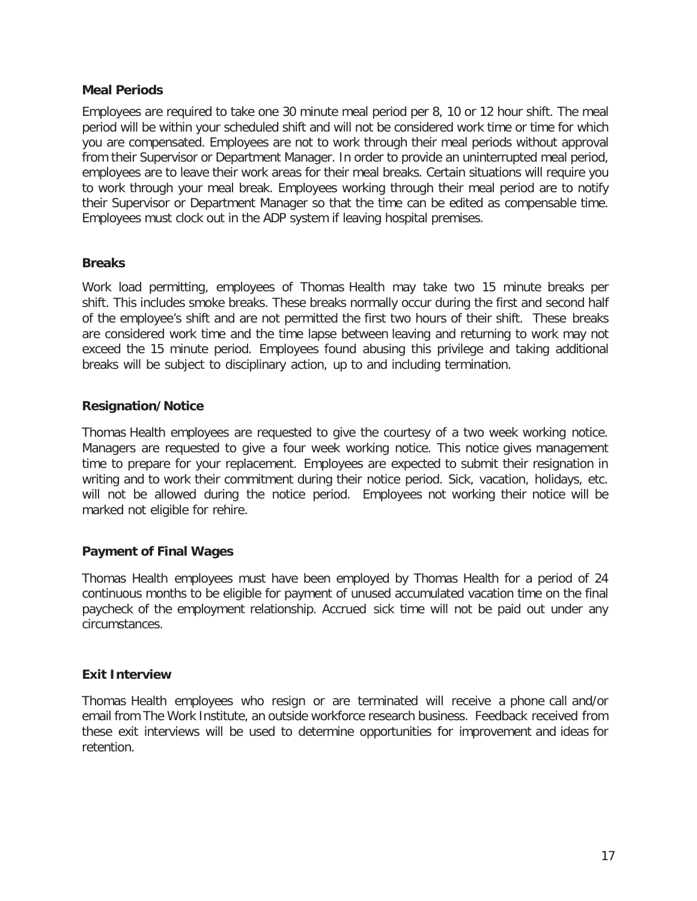### Meal Periods

Employees are required to take one 30 minute meal period per 8, 10 or 12 hour shift. The meal period will be within your scheduled shift and will not be considered work time or time for which you are compensated. Employees are not to work through their meal periods without approval from their Supervisor or Department Manager. In order to provide an uninterrupted meal period, employees are to leave their work areas for their meal breaks. Certain situations will require you to work through your meal break. Employees working through their meal period are to notify their Supervisor or Department Manager so that the time can be edited as compensable time. Employees must clock out in the ADP system if leaving hospital premises.

### Breaks

Work load permitting, employees of Thomas Health may take two 15 minute breaks per shift. This includes smoke breaks. These breaks normally occur during the first and second half of the employee's shift and are not permitted the first two hours of their shift. These breaks are considered work time and the time lapse between leaving and returning to work may not exceed the 15 minute period. Employees found abusing this privilege and taking additional breaks will be subject to disciplinary action, up to and including termination.

### Resignation/Notice

Thomas Health employees are requested to give the courtesy of a two week working notice. Managers are requested to give a four week working notice. This notice gives management time to prepare for your replacement. Employees are expected to submit their resignation in writing and to work their commitment during their notice period. Sick, vacation, holidays, etc. will not be allowed during the notice period. Employees not working their notice will be marked not eligible for rehire.

### Payment of Final Wages

Thomas Health employees must have been employed by Thomas Health for a period of 24 continuous months to be eligible for payment of unused accumulated vacation time on the final paycheck of the employment relationship. Accrued sick time will not be paid out under any circumstances.

### Exit Interview

Thomas Health employees who resign or are terminated will receive a phone call and/or email from The Work Institute, an outside workforce research business. Feedback received from these exit interviews will be used to determine opportunities for improvement and ideas for retention.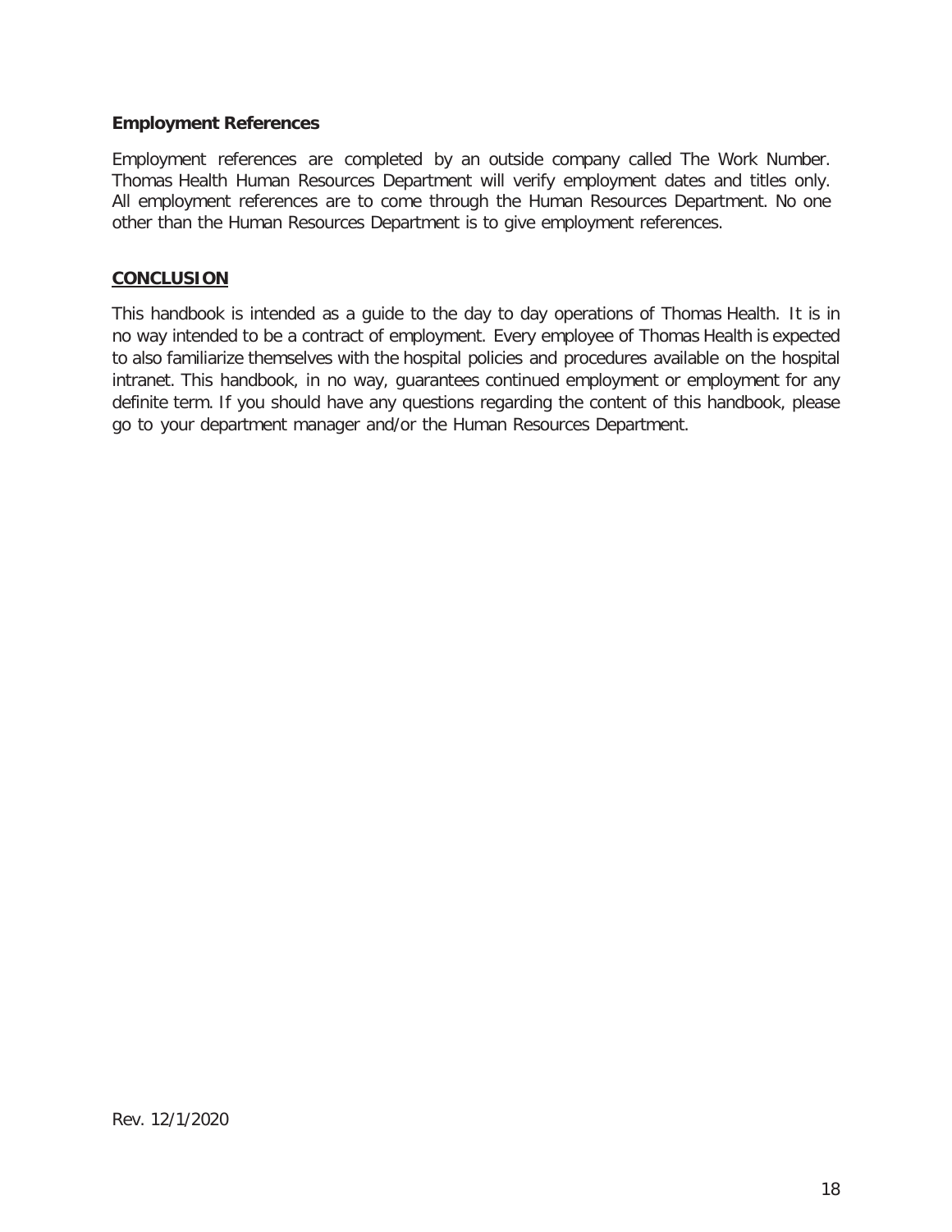### Employment References

Employment references are completed by an outside company called The Work Number. Thomas Health Human Resources Department will verify employment dates and titles only. All employment references are to come through the Human Resources Department. No one other than the Human Resources Department is to give employment references.

## CONCLUSION

This handbook is intended as a guide to the day to day operations of Thomas Health. It is in no way intended to be a contract of employment. Every employee of Thomas Health is expected to also familiarize themselves with the hospital policies and procedures available on the hospital intranet. This handbook, in no way, guarantees continued employment or employment for any definite term. If you should have any questions regarding the content of this handbook, please go to your department manager and/or the Human Resources Department.

Rev. 12/1/2020